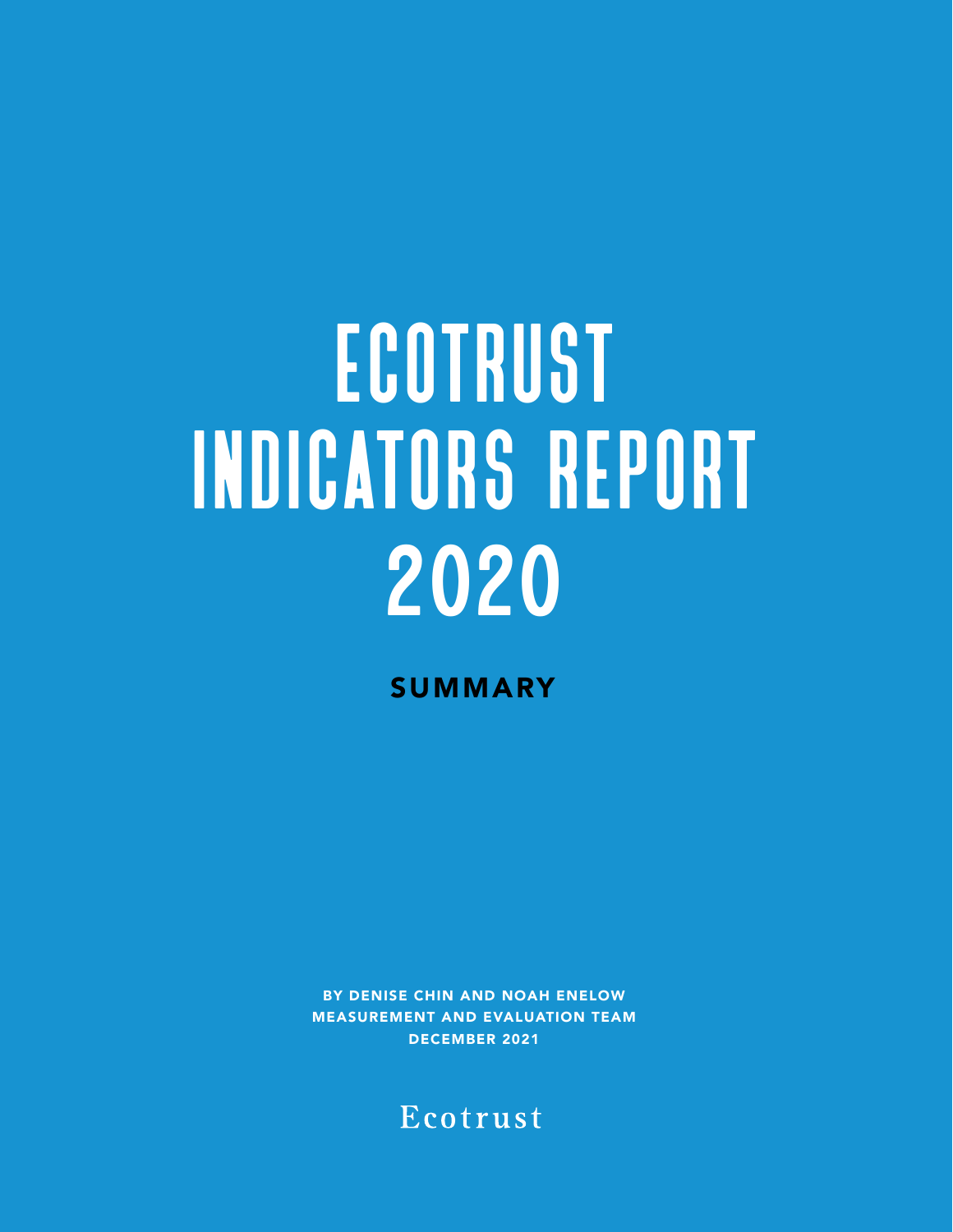# ECOTRUST INDICATORS REPORT 2020

## SUMMARY

BY DENISE CHIN AND NOAH ENELOW
MEASUREMENT AND EVALUATION TEAM
DECEMBER 2021

Ecotrust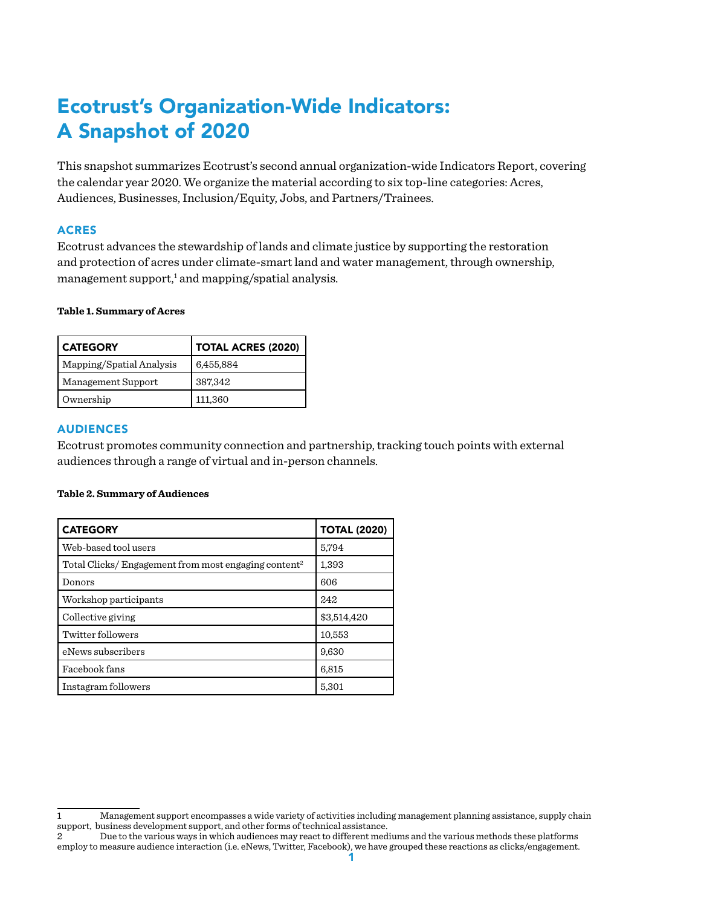# Ecotrust's Organization-Wide Indicators: A Snapshot of 2020

This snapshot summarizes Ecotrust's second annual organization-wide Indicators Report, covering the calendar year 2020. We organize the material according to six top-line categories: Acres, Audiences, Businesses, Inclusion/Equity, Jobs, and Partners/Trainees.

## ACRES

Ecotrust advances the stewardship of lands and climate justice by supporting the restoration and protection of acres under climate-smart land and water management, through ownership, management support,[1] and mapping/spatial analysis.

**Table 1. Summary of Acres**

| CATEGORY | TOTAL ACRES (2020) |
|---|---|
| Mapping/Spatial Analysis | 6,455,884 |
| Management Support | 387,342 |
| Ownership | 111,360 |

## AUDIENCES

Ecotrust promotes community connection and partnership, tracking touch points with external audiences through a range of virtual and in-person channels.

**Table 2. Summary of Audiences**

| CATEGORY | TOTAL (2020) |
|---|---|
| Web-based tool users | 5,794 |
| Total Clicks/ Engagement from most engaging content[2] | 1,393 |
| Donors | 606 |
| Workshop participants | 242 |
| Collective giving | $3,514,420 |
| Twitter followers | 10,553 |
| eNews subscribers | 9,630 |
| Facebook fans | 6,815 |
| Instagram followers | 5,301 |

1 Management support encompasses a wide variety of activities including management planning assistance, supply chain support, business development support, and other forms of technical assistance.

2 Due to the various ways in which audiences may react to different mediums and the various methods these platforms employ to measure audience interaction (i.e. eNews, Twitter, Facebook), we have grouped these reactions as clicks/engagement.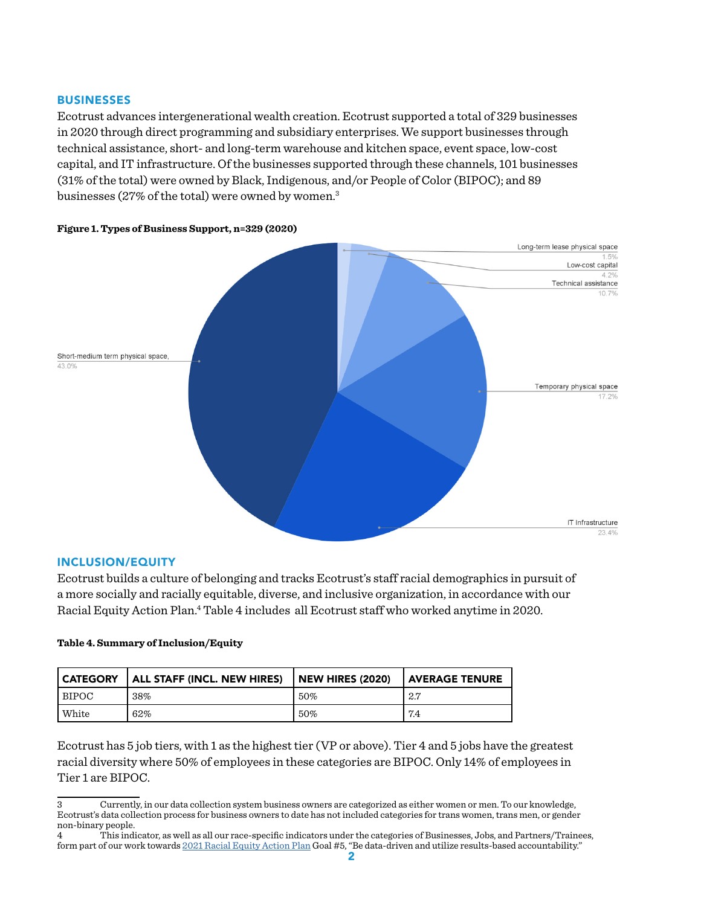## BUSINESSES

Ecotrust advances intergenerational wealth creation. Ecotrust supported a total of 329 businesses in 2020 through direct programming and subsidiary enterprises. We support businesses through technical assistance, short- and long-term warehouse and kitchen space, event space, low-cost capital, and IT infrastructure. Of the businesses supported through these channels, 101 businesses (31% of the total) were owned by Black, Indigenous, and/or People of Color (BIPOC); and 89 businesses (27% of the total) were owned by women.[3]

**Figure 1. Types of Business Support, n=329 (2020)**

Long-term lease physical space 1.5%
Low-cost capital 4.2%
Technical assistance 10.7%
Temporary physical space 17.2%
IT Infrastructure 23.4%
Short-medium term physical space, 43.0%

## INCLUSION/EQUITY

Ecotrust builds a culture of belonging and tracks Ecotrust's staff racial demographics in pursuit of a more socially and racially equitable, diverse, and inclusive organization, in accordance with our Racial Equity Action Plan.[4] Table 4 includes all Ecotrust staff who worked anytime in 2020.

**Table 4. Summary of Inclusion/Equity**

| CATEGORY | ALL STAFF (INCL. NEW HIRES) | NEW HIRES (2020) | AVERAGE TENURE |
|---|---|---|---|
| BIPOC | 38% | 50% | 2.7 |
| White | 62% | 50% | 7.4 |

Ecotrust has 5 job tiers, with 1 as the highest tier (VP or above). Tier 4 and 5 jobs have the greatest racial diversity where 50% of employees in these categories are BIPOC. Only 14% of employees in Tier 1 are BIPOC.

---

3 Currently, in our data collection system business owners are categorized as either women or men. To our knowledge, Ecotrust's data collection process for business owners to date has not included categories for trans women, trans men, or gender non-binary people.

4 This indicator, as well as all our race-specific indicators under the categories of Businesses, Jobs, and Partners/Trainees, form part of our work towards 2021 Racial Equity Action Plan Goal #5, "Be data-driven and utilize results-based accountability."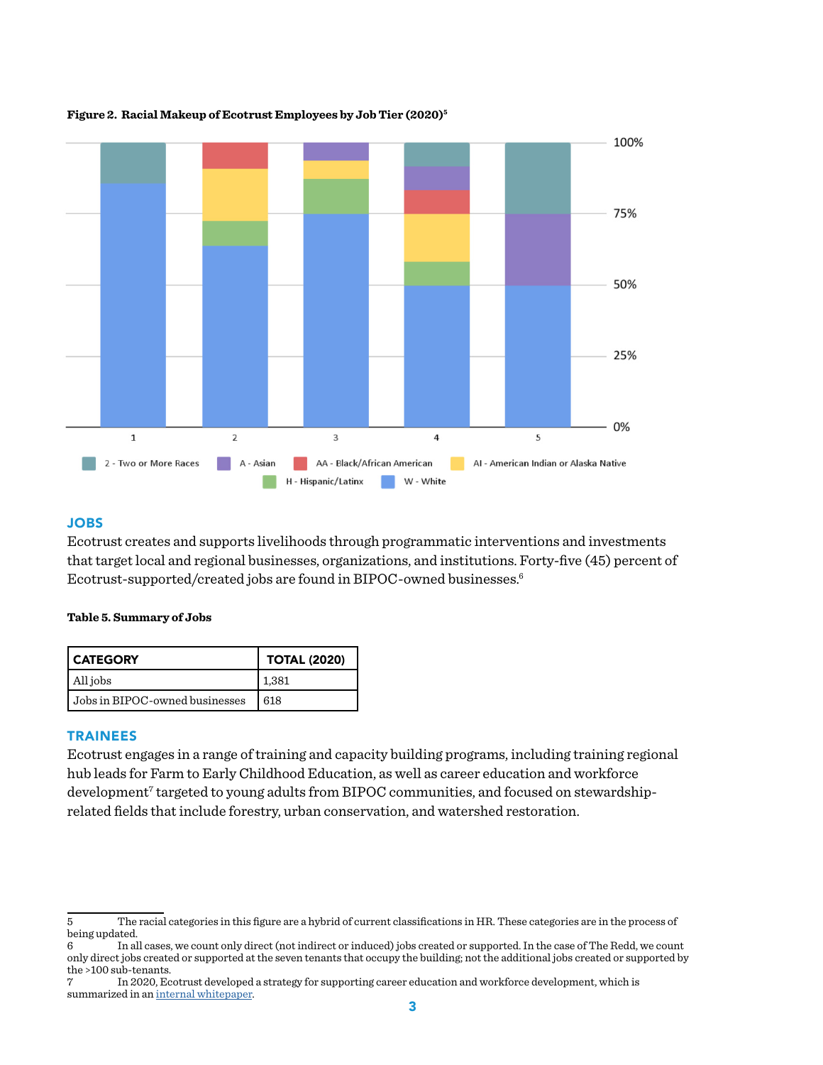**Figure 2. Racial Makeup of Ecotrust Employees by Job Tier (2020)**[5]

## JOBS

Ecotrust creates and supports livelihoods through programmatic interventions and investments that target local and regional businesses, organizations, and institutions. Forty-five (45) percent of Ecotrust-supported/created jobs are found in BIPOC-owned businesses.[6]

**Table 5. Summary of Jobs**

| CATEGORY | TOTAL (2020) |
| --- | --- |
| All jobs | 1,381 |
| Jobs in BIPOC-owned businesses | 618 |

## TRAINEES

Ecotrust engages in a range of training and capacity building programs, including training regional hub leads for Farm to Early Childhood Education, as well as career education and workforce development[7] targeted to young adults from BIPOC communities, and focused on stewardship-related fields that include forestry, urban conservation, and watershed restoration.

---

5 The racial categories in this figure are a hybrid of current classifications in HR. These categories are in the process of being updated.

6 In all cases, we count only direct (not indirect or induced) jobs created or supported. In the case of The Redd, we count only direct jobs created or supported at the seven tenants that occupy the building; not the additional jobs created or supported by the >100 sub-tenants.

7 In 2020, Ecotrust developed a strategy for supporting career education and workforce development, which is summarized in an internal whitepaper.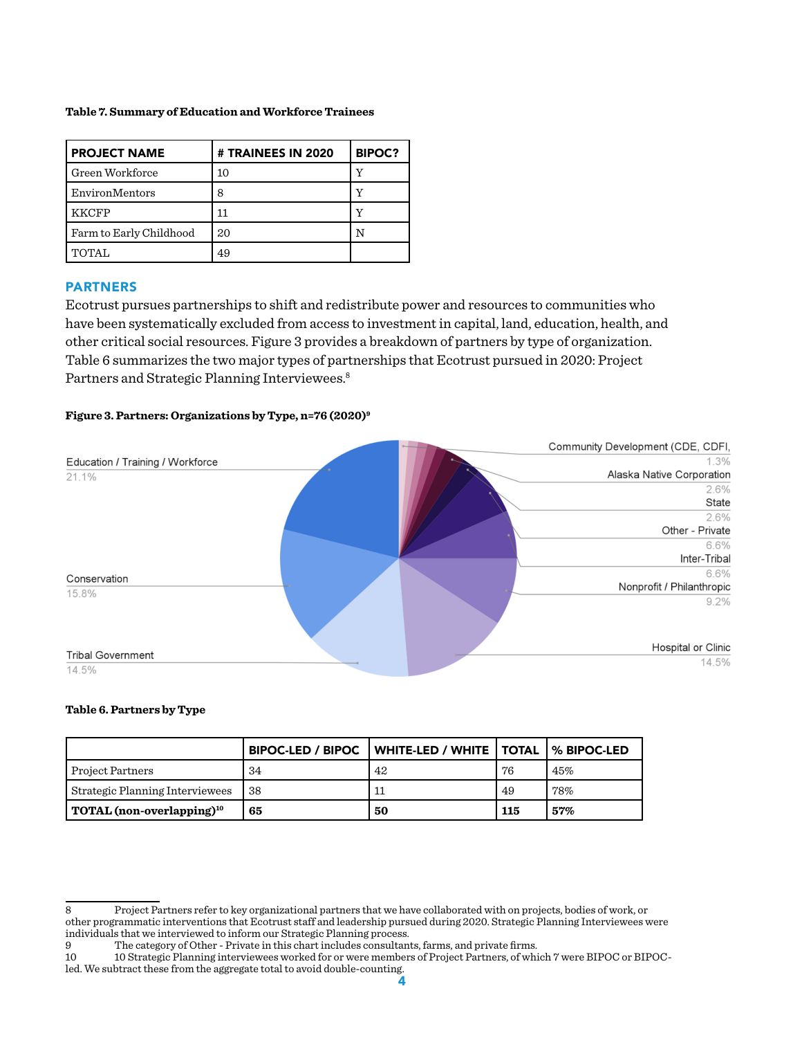**Table 7. Summary of Education and Workforce Trainees**

| PROJECT NAME | # TRAINEES IN 2020 | BIPOC? |
|---|---|---|
| Green Workforce | 10 | Y |
| EnvironMentors | 8 | Y |
| KKCFP | 11 | Y |
| Farm to Early Childhood | 20 | N |
| TOTAL | 49 | |

## PARTNERS

Ecotrust pursues partnerships to shift and redistribute power and resources to communities who have been systematically excluded from access to investment in capital, land, education, health, and other critical social resources. Figure 3 provides a breakdown of partners by type of organization. Table 6 summarizes the two major types of partnerships that Ecotrust pursued in 2020: Project Partners and Strategic Planning Interviewees.[8]

**Figure 3. Partners: Organizations by Type, n=76 (2020)**[9]

Community Development (CDE, CDFI,
1.3%
Alaska Native Corporation
2.6%
State
2.6%
Other - Private
6.6%
Inter-Tribal
6.6%
Nonprofit / Philanthropic
9.2%
Hospital or Clinic
14.5%
Education / Training / Workforce
21.1%
Conservation
15.8%
Tribal Government
14.5%

**Table 6. Partners by Type**

| | BIPOC-LED / BIPOC | WHITE-LED / WHITE | TOTAL | % BIPOC-LED |
|---|---|---|---|---|
| Project Partners | 34 | 42 | 76 | 45% |
| Strategic Planning Interviewees | 38 | 11 | 49 | 78% |
| **TOTAL (non-overlapping)**[10] | **65** | **50** | **115** | **57%** |

8 Project Partners refer to key organizational partners that we have collaborated with on projects, bodies of work, or other programmatic interventions that Ecotrust staff and leadership pursued during 2020. Strategic Planning Interviewees were individuals that we interviewed to inform our Strategic Planning process.

9 The category of Other - Private in this chart includes consultants, farms, and private firms.

10 10 Strategic Planning interviewees worked for or were members of Project Partners, of which 7 were BIPOC or BIPOC-led. We subtract these from the aggregate total to avoid double-counting.